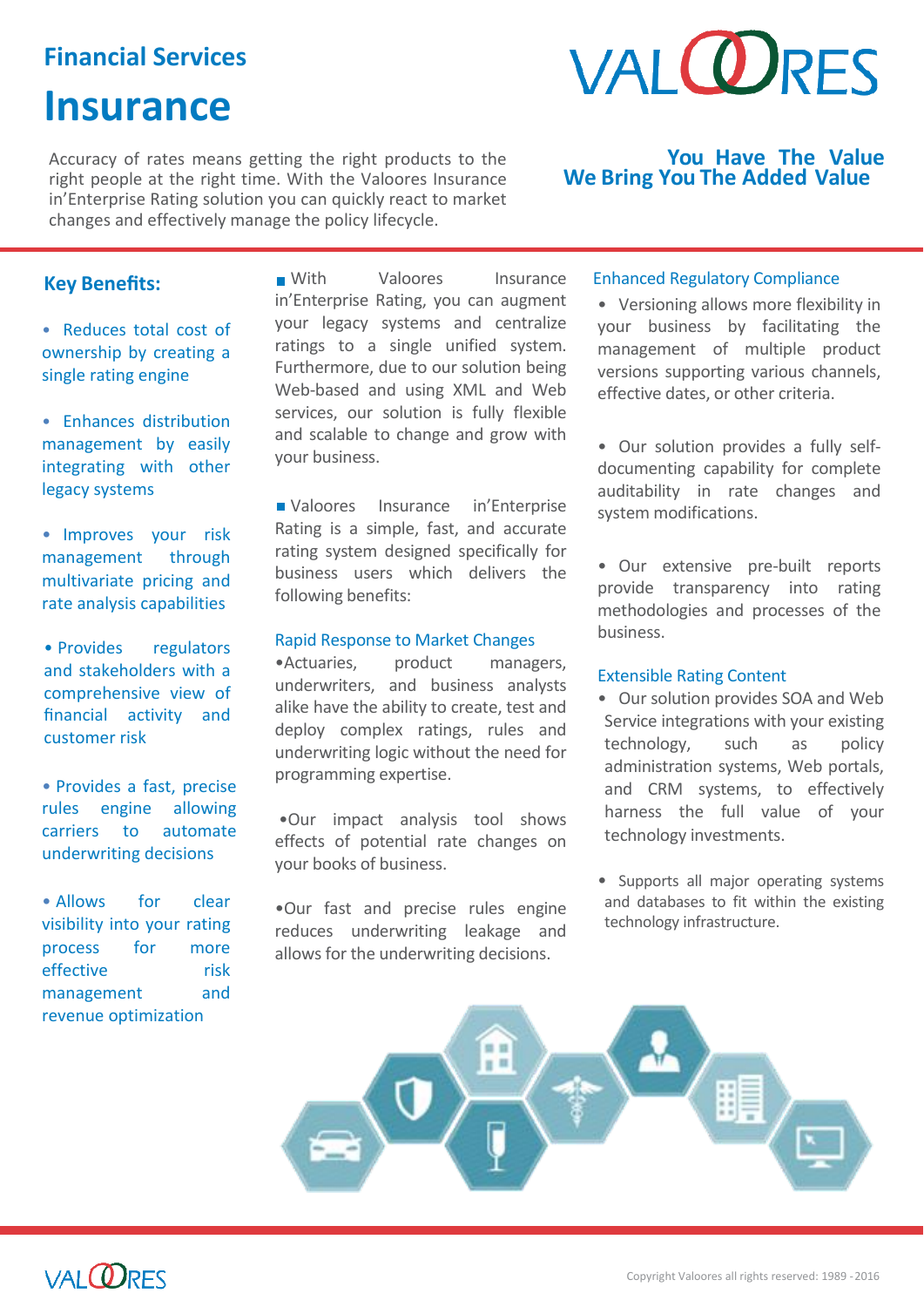## Financial Services

# Insurance

Accuracy of rates means getting the right products to the right people at the right time. With the Valoores Insurance in'Enterprise Rating solution you can quickly react to market changes and effectively manage the policy lifecycle.

**You Have The Value**
**We Bring You The Added Value**

## Key Benefits:

- Reduces total cost of ownership by creating a single rating engine
- Enhances distribution management by easily integrating with other legacy systems
- Improves your risk management through multivariate pricing and rate analysis capabilities
- Provides regulators and stakeholders with a comprehensive view of financial activity and customer risk
- Provides a fast, precise rules engine allowing carriers to automate underwriting decisions
- Allows for clear visibility into your rating process for more effective risk management and revenue optimization

- With Valoores Insurance in'Enterprise Rating, you can augment your legacy systems and centralize ratings to a single unified system. Furthermore, due to our solution being Web-based and using XML and Web services, our solution is fully flexible and scalable to change and grow with your business.

- Valoores Insurance in'Enterprise Rating is a simple, fast, and accurate rating system designed specifically for business users which delivers the following benefits:

### Rapid Response to Market Changes

- Actuaries, product managers, underwriters, and business analysts alike have the ability to create, test and deploy complex ratings, rules and underwriting logic without the need for programming expertise.
- Our impact analysis tool shows effects of potential rate changes on your books of business.
- Our fast and precise rules engine reduces underwriting leakage and allows for the underwriting decisions.

### Enhanced Regulatory Compliance

- Versioning allows more flexibility in your business by facilitating the management of multiple product versions supporting various channels, effective dates, or other criteria.
- Our solution provides a fully self-documenting capability for complete auditability in rate changes and system modifications.
- Our extensive pre-built reports provide transparency into rating methodologies and processes of the business.

### Extensible Rating Content

- Our solution provides SOA and Web Service integrations with your existing technology, such as policy administration systems, Web portals, and CRM systems, to effectively harness the full value of your technology investments.
- Supports all major operating systems and databases to fit within the existing technology infrastructure.

Copyright Valoores all rights reserved: 1989 - 2016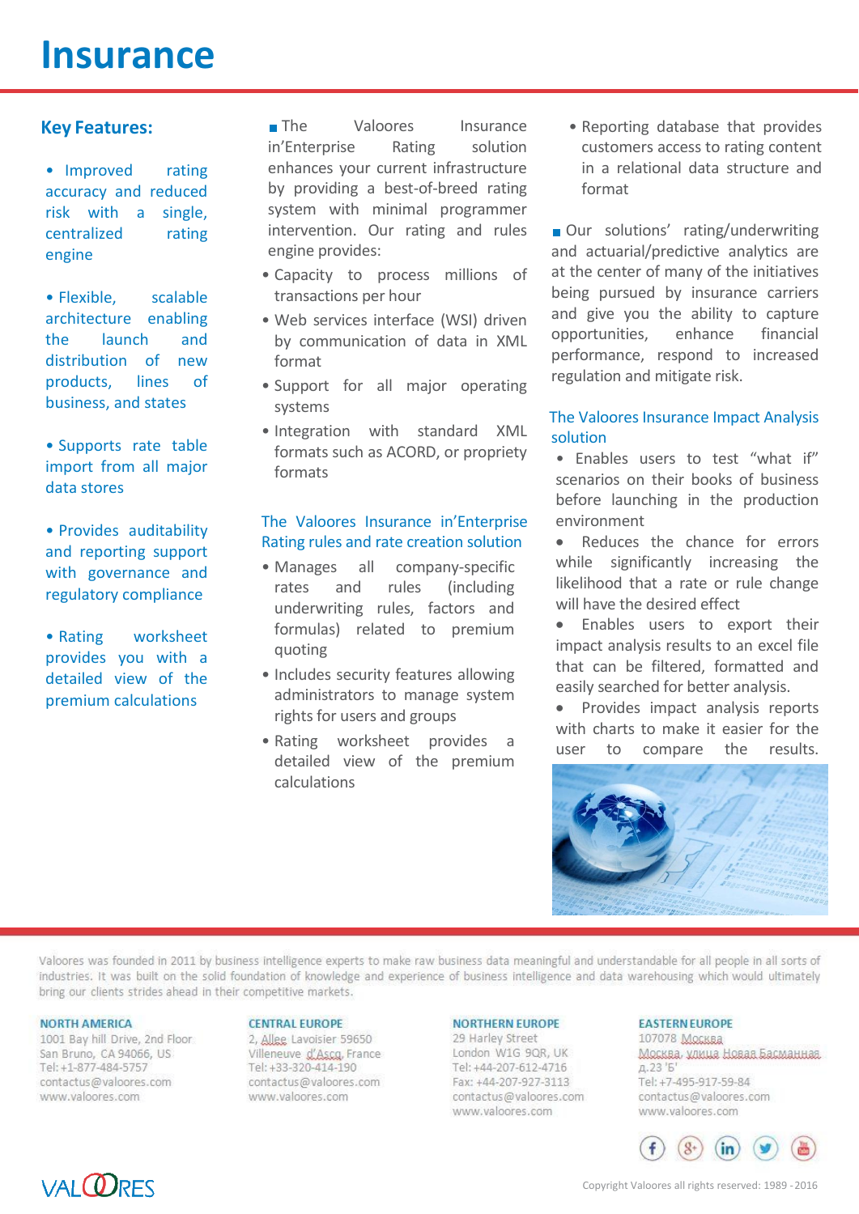# Insurance

## Key Features:

- Improved rating accuracy and reduced risk with a single, centralized rating engine
- Flexible, scalable architecture enabling the launch and distribution of new products, lines of business, and states
- Supports rate table import from all major data stores
- Provides auditability and reporting support with governance and regulatory compliance
- Rating worksheet provides you with a detailed view of the premium calculations

The Valoores Insurance in'Enterprise Rating solution enhances your current infrastructure by providing a best-of-breed rating system with minimal programmer intervention. Our rating and rules engine provides:

- Capacity to process millions of transactions per hour
- Web services interface (WSI) driven by communication of data in XML format
- Support for all major operating systems
- Integration with standard XML formats such as ACORD, or propriety formats

### The Valoores Insurance in'Enterprise Rating rules and rate creation solution

- Manages all company-specific rates and rules (including underwriting rules, factors and formulas) related to premium quoting
- Includes security features allowing administrators to manage system rights for users and groups
- Rating worksheet provides a detailed view of the premium calculations
- Reporting database that provides customers access to rating content in a relational data structure and format

Our solutions' rating/underwriting and actuarial/predictive analytics are at the center of many of the initiatives being pursued by insurance carriers and give you the ability to capture opportunities, enhance financial performance, respond to increased regulation and mitigate risk.

### The Valoores Insurance Impact Analysis solution

- Enables users to test "what if" scenarios on their books of business before launching in the production environment
- Reduces the chance for errors while significantly increasing the likelihood that a rate or rule change will have the desired effect
- Enables users to export their impact analysis results to an excel file that can be filtered, formatted and easily searched for better analysis.
- Provides impact analysis reports with charts to make it easier for the user to compare the results.

Valoores was founded in 2011 by business intelligence experts to make raw business data meaningful and understandable for all people in all sorts of industries. It was built on the solid foundation of knowledge and experience of business intelligence and data warehousing which would ultimately bring our clients strides ahead in their competitive markets.

**NORTH AMERICA**
1001 Bay hill Drive, 2nd Floor
San Bruno, CA 94066, US
Tel: +1-877-484-5757
contactus@valoores.com
www.valoores.com

**CENTRAL EUROPE**
2, Allee Lavoisier 59650
Villeneuve d'Ascq, France
Tel: +33-320-414-190
contactus@valoores.com
www.valoores.com

**NORTHERN EUROPE**
29 Harley Street
London W1G 9QR, UK
Tel: +44-207-612-4716
Fax: +44-207-927-3113
contactus@valoores.com
www.valoores.com

**EASTERN EUROPE**
107078 Москва
Москва, улица Новая Басманная
д.23 'Б'
Tel: +7-495-917-59-84
contactus@valoores.com
www.valoores.com

VALOORES

Copyright Valoores all rights reserved: 1989 - 2016